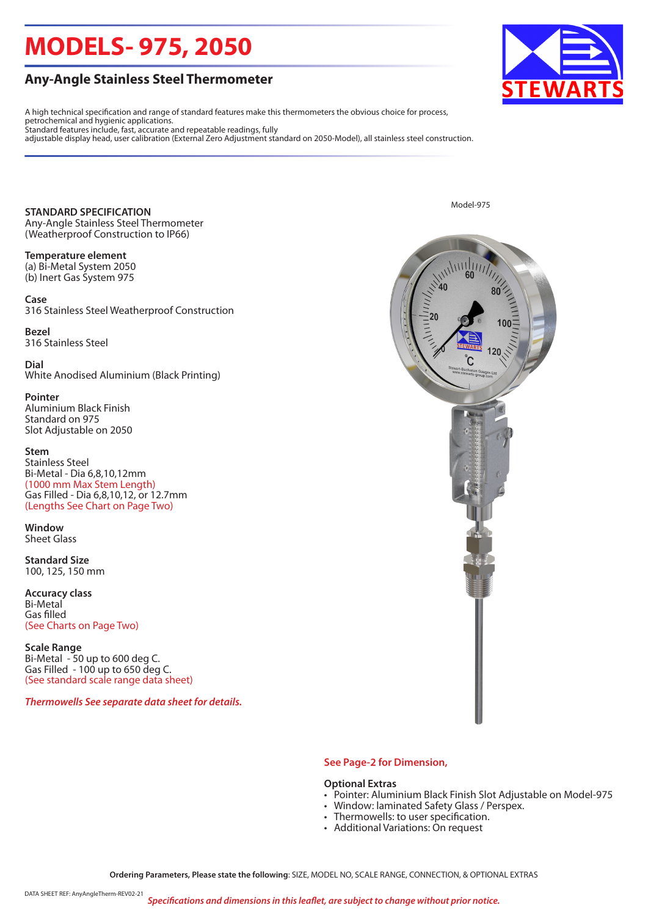# MODELS- 975, 2050

## Any-Angle Stainless Steel Thermometer

STEWARTS

A high technical specification and range of standard features make this thermometers the obvious choice for process, petrochemical and hygienic applications.
Standard features include, fast, accurate and repeatable readings, fully
adjustable display head, user calibration (External Zero Adjustment standard on 2050-Model), all stainless steel construction.

**STANDARD SPECIFICATION**
Any-Angle Stainless Steel Thermometer
(Weatherproof Construction to IP66)

**Temperature element**
(a) Bi-Metal System 2050
(b) Inert Gas System 975

**Case**
316 Stainless Steel Weatherproof Construction

**Bezel**
316 Stainless Steel

**Dial**
White Anodised Aluminium (Black Printing)

**Pointer**
Aluminium Black Finish
Standard on 975
Slot Adjustable on 2050

**Stem**
Stainless Steel
Bi-Metal - Dia 6,8,10,12mm
(1000 mm Max Stem Length)
Gas Filled - Dia 6,8,10,12, or 12.7mm
(Lengths See Chart on Page Two)

**Window**
Sheet Glass

**Standard Size**
100, 125, 150 mm

**Accuracy class**
Bi-Metal
Gas filled
(See Charts on Page Two)

**Scale Range**
Bi-Metal - 50 up to 600 deg C.
Gas Filled - 100 up to 650 deg C.
(See standard scale range data sheet)

***Thermowells See separate data sheet for details.***

Model-975

**See Page-2 for Dimension,**

**Optional Extras**
- Pointer: Aluminium Black Finish Slot Adjustable on Model-975
- Window: laminated Safety Glass / Perspex.
- Thermowells: to user specification.
- Additional Variations: On request

**Ordering Parameters, Please state the following**: SIZE, MODEL NO, SCALE RANGE, CONNECTION, & OPTIONAL EXTRAS

DATA SHEET REF: AnyAngleTherm-REV02-21

***Specifications and dimensions in this leaflet, are subject to change without prior notice.***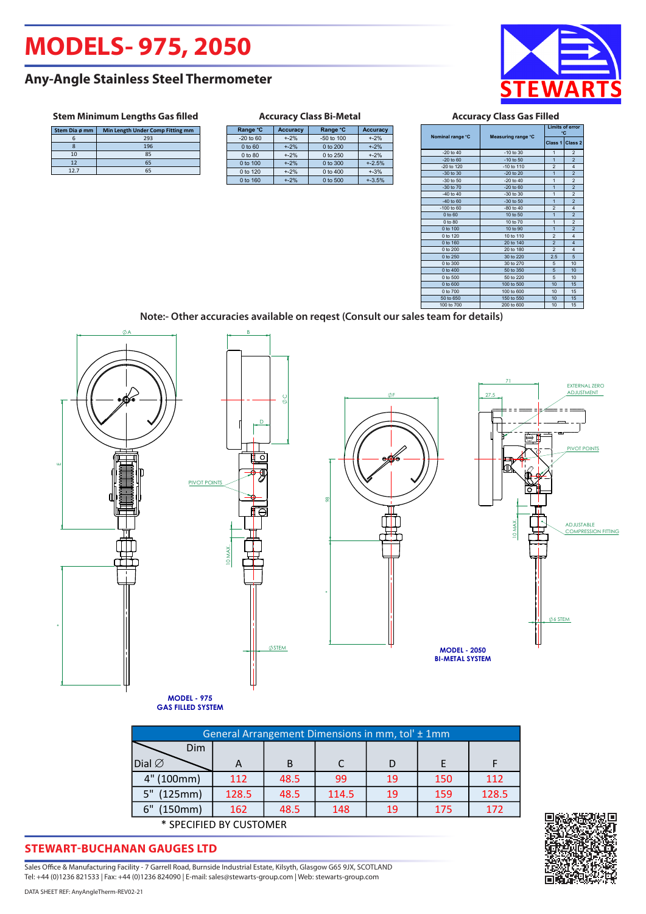# MODELS- 975, 2050

## Any-Angle Stainless Steel Thermometer

STEWARTS

### Stem Minimum Lengths Gas filled

| Stem Dia ø mm | Min Length Under Comp Fitting mm |
|---|---|
| 6 | 293 |
| 8 | 196 |
| 10 | 85 |
| 12 | 65 |
| 12.7 | 65 |

### Accuracy Class Bi-Metal

| Range °C | Accuracy | Range °C | Accuracy |
|---|---|---|---|
| -20 to 60 | +-2% | -50 to 100 | +-2% |
| 0 to 60 | +-2% | 0 to 200 | +-2% |
| 0 to 80 | +-2% | 0 to 250 | +-2% |
| 0 to 100 | +-2% | 0 to 300 | +-2.5% |
| 0 to 120 | +-2% | 0 to 400 | +-3% |
| 0 to 160 | +-2% | 0 to 500 | +-3.5% |

### Accuracy Class Gas Filled

| Nominal range °C | Measuring range °C | Limits of error °C | |
|---|---|---|---|
| | | Class 1 | Class 2 |
| -20 to 40 | -10 to 30 | 1 | 2 |
| -20 to 60 | -10 to 50 | 1 | 2 |
| -20 to 120 | -10 to 110 | 2 | 4 |
| -30 to 30 | -20 to 20 | 1 | 2 |
| -30 to 50 | -20 to 40 | 1 | 2 |
| -30 to 70 | -20 to 60 | 1 | 2 |
| -40 to 40 | -30 to 30 | 1 | 2 |
| -40 to 60 | -30 to 50 | 1 | 2 |
| -100 to 60 | -80 to 40 | 2 | 4 |
| 0 to 60 | 10 to 50 | 1 | 2 |
| 0 to 80 | 10 to 70 | 1 | 2 |
| 0 to 100 | 10 to 90 | 1 | 2 |
| 0 to 120 | 10 to 110 | 2 | 4 |
| 0 to 160 | 20 to 140 | 2 | 4 |
| 0 to 200 | 20 to 180 | 2 | 4 |
| 0 to 250 | 30 to 220 | 2.5 | 5 |
| 0 to 300 | 30 to 270 | 5 | 10 |
| 0 to 400 | 50 to 350 | 5 | 10 |
| 0 to 500 | 50 to 220 | 5 | 10 |
| 0 to 600 | 100 to 500 | 10 | 15 |
| 0 to 700 | 100 to 600 | 10 | 15 |
| 50 to 650 | 150 to 550 | 10 | 15 |
| 100 to 700 | 200 to 600 | 10 | 15 |

**Note:- Other accuracies available on reqest (Consult our sales team for details)**

ØA
B
ØC
D
E
PIVOT POINTS
10 MAX
ØSTEM
*

**MODEL - 975**
**GAS FILLED SYSTEM**

ØF
98
*
71
27.5
EXTERNAL ZERO ADJUSTMENT
PIVOT POINTS
10 MAX
ADJUSTABLE COMPRESSION FITTING
Ø6 STEM

**MODEL - 2050**
**BI-METAL SYSTEM**

| General Arrangement Dimensions in mm, tol' ± 1mm | | | | | | |
|---|---|---|---|---|---|---|
| Dim / Dial ∅ | A | B | C | D | E | F |
| 4" (100mm) | 112 | 48.5 | 99 | 19 | 150 | 112 |
| 5" (125mm) | 128.5 | 48.5 | 114.5 | 19 | 159 | 128.5 |
| 6" (150mm) | 162 | 48.5 | 148 | 19 | 175 | 172 |

\* SPECIFIED BY CUSTOMER

## STEWART-BUCHANAN GAUGES LTD

Sales Office & Manufacturing Facility - 7 Garrell Road, Burnside Industrial Estate, Kilsyth, Glasgow G65 9JX, SCOTLAND
Tel: +44 (0)1236 821533 | Fax: +44 (0)1236 824090 | E-mail: sales@stewarts-group.com | Web: stewarts-group.com

DATA SHEET REF: AnyAngleTherm-REV02-21